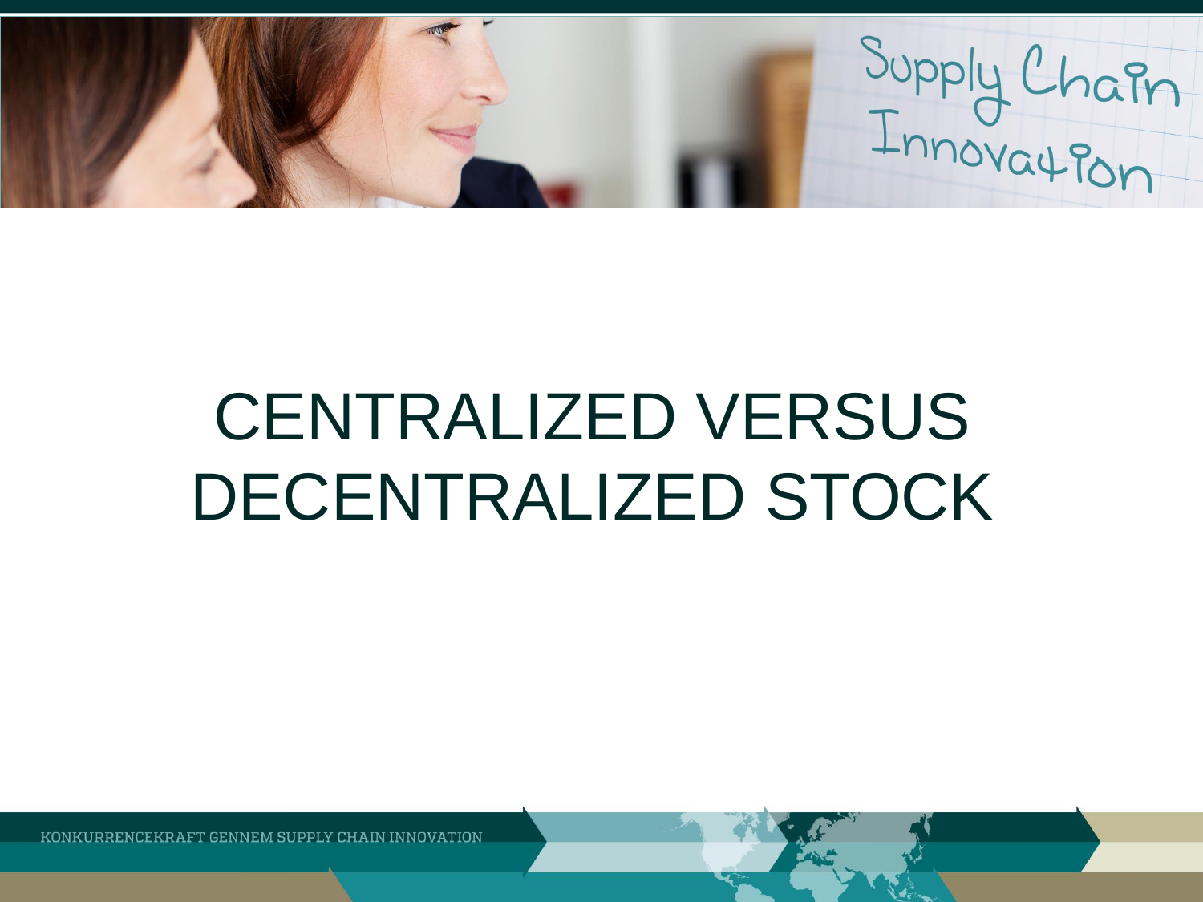# CENTRALIZED VERSUS DECENTRALIZED STOCK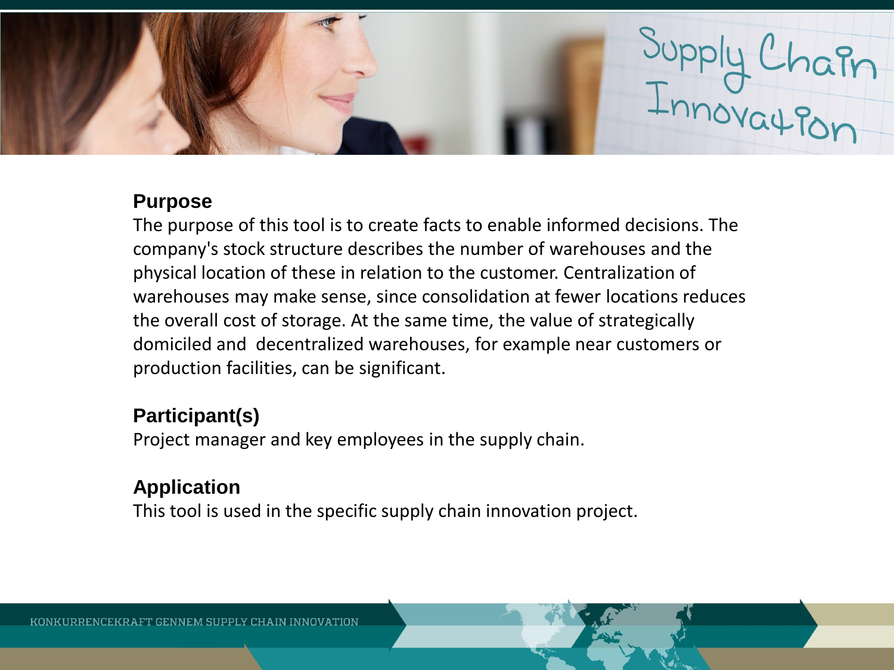## Purpose

The purpose of this tool is to create facts to enable informed decisions. The company's stock structure describes the number of warehouses and the physical location of these in relation to the customer. Centralization of warehouses may make sense, since consolidation at fewer locations reduces the overall cost of storage. At the same time, the value of strategically domiciled and decentralized warehouses, for example near customers or production facilities, can be significant.

## Participant(s)

Project manager and key employees in the supply chain.

## Application

This tool is used in the specific supply chain innovation project.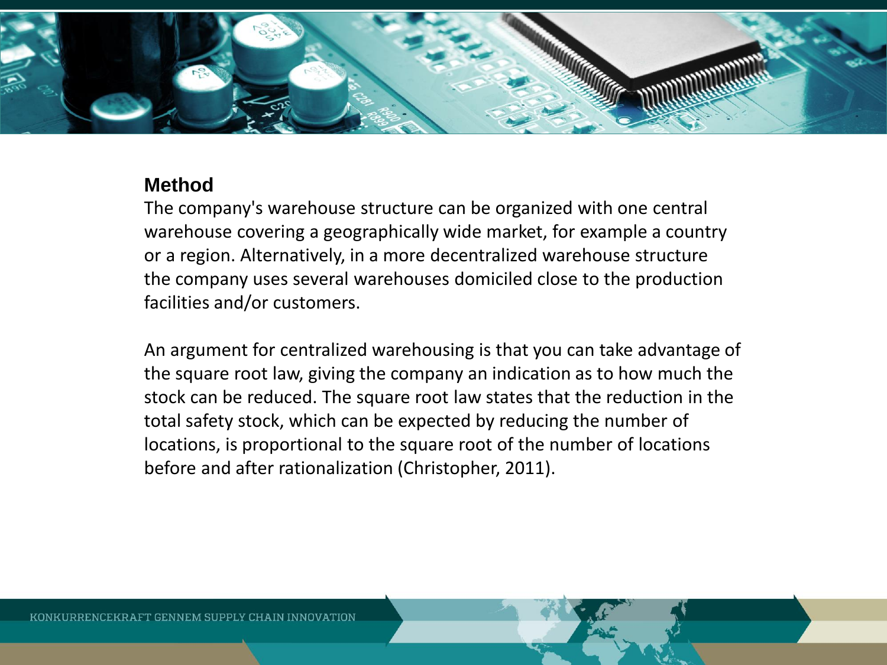## Method

The company's warehouse structure can be organized with one central warehouse covering a geographically wide market, for example a country or a region. Alternatively, in a more decentralized warehouse structure the company uses several warehouses domiciled close to the production facilities and/or customers.

An argument for centralized warehousing is that you can take advantage of the square root law, giving the company an indication as to how much the stock can be reduced. The square root law states that the reduction in the total safety stock, which can be expected by reducing the number of locations, is proportional to the square root of the number of locations before and after rationalization (Christopher, 2011).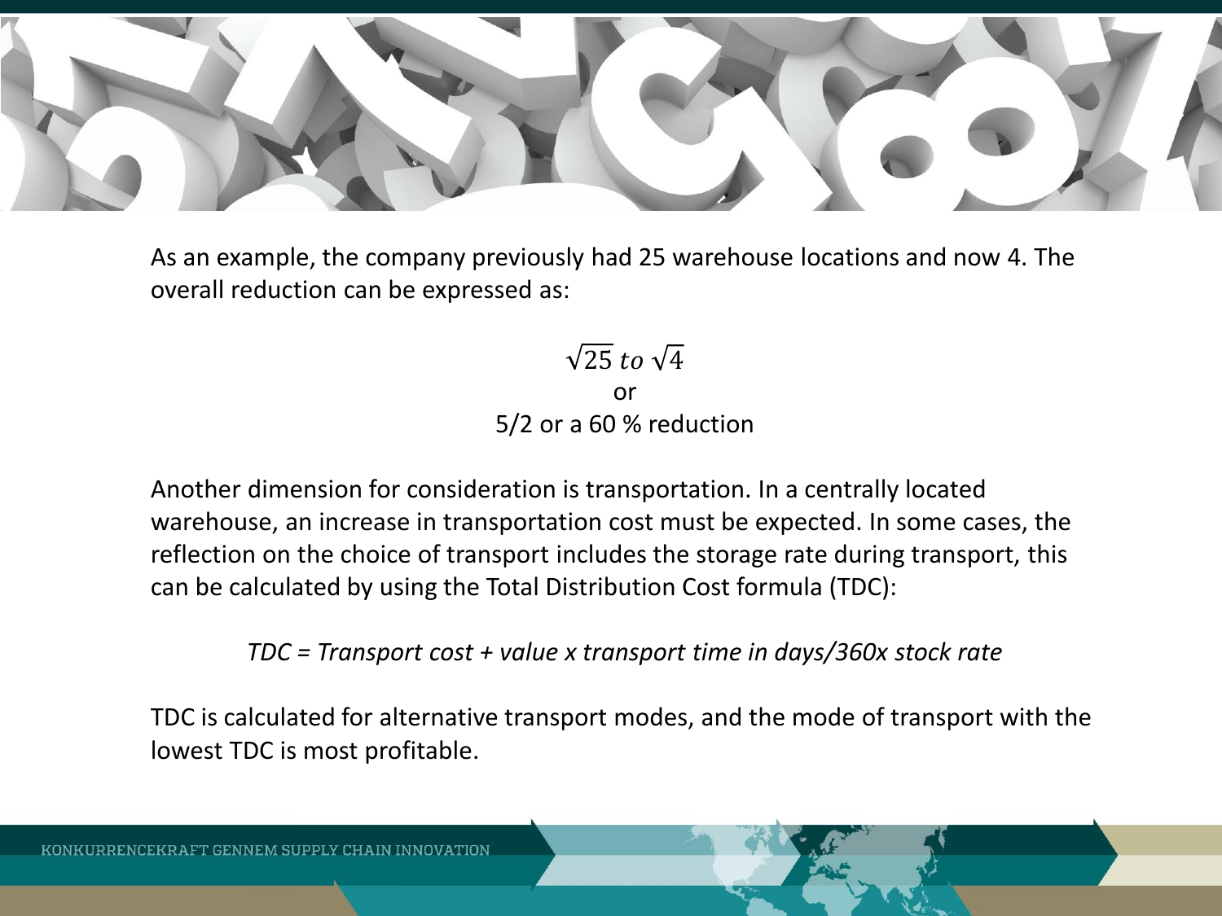As an example, the company previously had 25 warehouse locations and now 4. The overall reduction can be expressed as:

$$\sqrt{25}\ to\ \sqrt{4}$$

or

5/2 or a 60 % reduction

Another dimension for consideration is transportation. In a centrally located warehouse, an increase in transportation cost must be expected. In some cases, the reflection on the choice of transport includes the storage rate during transport, this can be calculated by using the Total Distribution Cost formula (TDC):

*TDC = Transport cost + value x transport time in days/360x stock rate*

TDC is calculated for alternative transport modes, and the mode of transport with the lowest TDC is most profitable.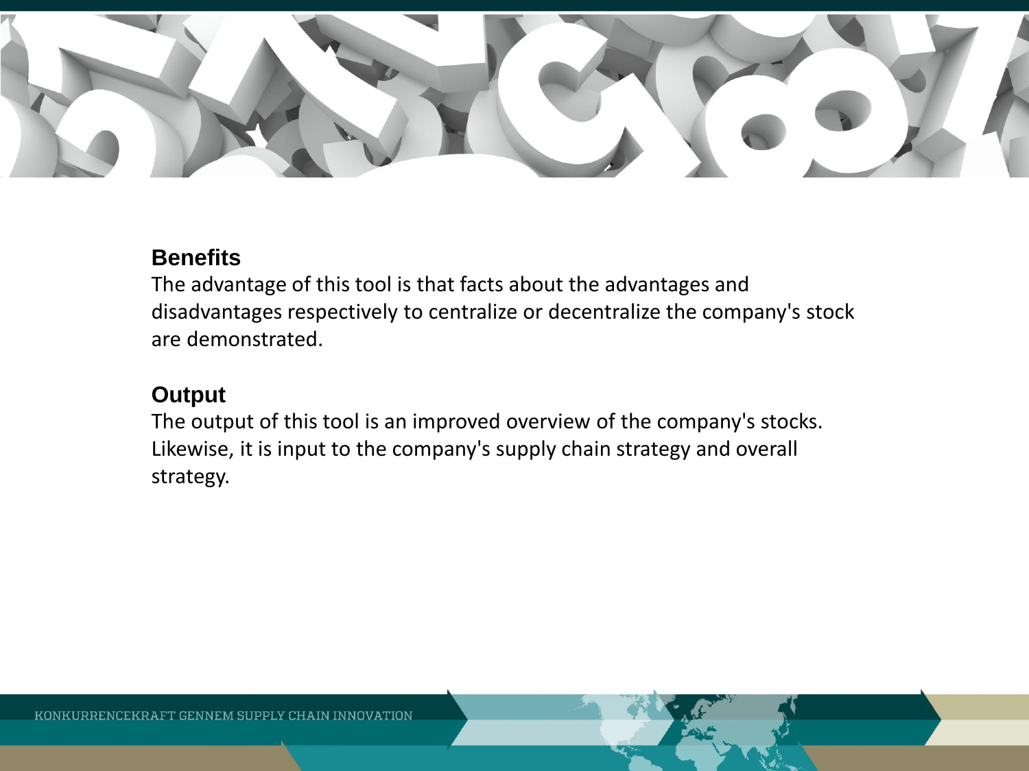## Benefits

The advantage of this tool is that facts about the advantages and disadvantages respectively to centralize or decentralize the company's stock are demonstrated.

## Output

The output of this tool is an improved overview of the company's stocks. Likewise, it is input to the company's supply chain strategy and overall strategy.